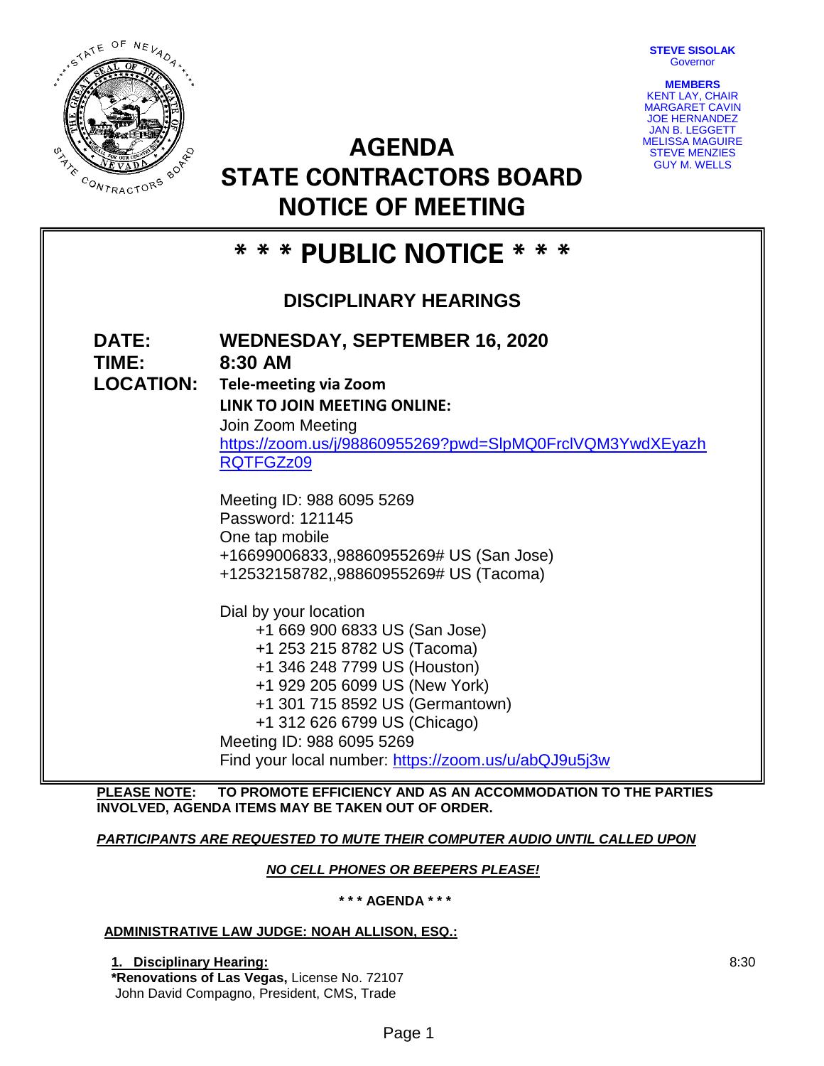STEVE SISOLAK
Governor

**MEMBERS**
KENT LAY, CHAIR
MARGARET CAVIN
JOE HERNANDEZ
JAN B. LEGGETT
MELISSA MAGUIRE
STEVE MENZIES
GUY M. WELLS

# AGENDA
# STATE CONTRACTORS BOARD
# NOTICE OF MEETING

## * * * PUBLIC NOTICE * * *

### DISCIPLINARY HEARINGS

**DATE:** **WEDNESDAY, SEPTEMBER 16, 2020**
**TIME:** **8:30 AM**
**LOCATION:** **Tele-meeting via Zoom**

**LINK TO JOIN MEETING ONLINE:**
Join Zoom Meeting
https://zoom.us/j/98860955269?pwd=SlpMQ0FrclVQM3YwdXEyazhRQTFGZz09

Meeting ID: 988 6095 5269
Password: 121145
One tap mobile
+16699006833,,98860955269# US (San Jose)
+12532158782,,98860955269# US (Tacoma)

Dial by your location
+1 669 900 6833 US (San Jose)
+1 253 215 8782 US (Tacoma)
+1 346 248 7799 US (Houston)
+1 929 205 6099 US (New York)
+1 301 715 8592 US (Germantown)
+1 312 626 6799 US (Chicago)
Meeting ID: 988 6095 5269
Find your local number: https://zoom.us/u/abQJ9u5j3w

**PLEASE NOTE: TO PROMOTE EFFICIENCY AND AS AN ACCOMMODATION TO THE PARTIES INVOLVED, AGENDA ITEMS MAY BE TAKEN OUT OF ORDER.**

***PARTICIPANTS ARE REQUESTED TO MUTE THEIR COMPUTER AUDIO UNTIL CALLED UPON***

***NO CELL PHONES OR BEEPERS PLEASE!***

**\* \* \* AGENDA \* \* \***

**ADMINISTRATIVE LAW JUDGE: NOAH ALLISON, ESQ.:**

**1. Disciplinary Hearing:** 8:30
**\*Renovations of Las Vegas,** License No. 72107
John David Compagno, President, CMS, Trade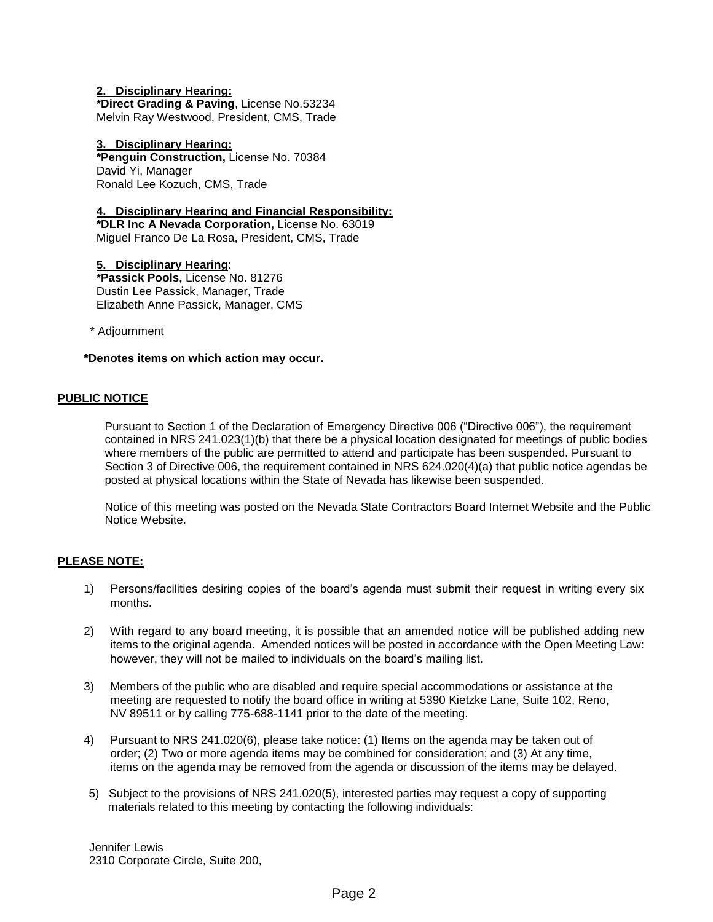**2. Disciplinary Hearing:**
**\*Direct Grading & Paving**, License No.53234
Melvin Ray Westwood, President, CMS, Trade

**3. Disciplinary Hearing:**
**\*Penguin Construction,** License No. 70384
David Yi, Manager
Ronald Lee Kozuch, CMS, Trade

**4. Disciplinary Hearing and Financial Responsibility:**
**\*DLR Inc A Nevada Corporation,** License No. 63019
Miguel Franco De La Rosa, President, CMS, Trade

**5. Disciplinary Hearing**:
**\*Passick Pools,** License No. 81276
Dustin Lee Passick, Manager, Trade
Elizabeth Anne Passick, Manager, CMS

\* Adjournment

**\*Denotes items on which action may occur.**

**PUBLIC NOTICE**

Pursuant to Section 1 of the Declaration of Emergency Directive 006 ("Directive 006"), the requirement contained in NRS 241.023(1)(b) that there be a physical location designated for meetings of public bodies where members of the public are permitted to attend and participate has been suspended. Pursuant to Section 3 of Directive 006, the requirement contained in NRS 624.020(4)(a) that public notice agendas be posted at physical locations within the State of Nevada has likewise been suspended.

Notice of this meeting was posted on the Nevada State Contractors Board Internet Website and the Public Notice Website.

**PLEASE NOTE:**

1) Persons/facilities desiring copies of the board's agenda must submit their request in writing every six months.

2) With regard to any board meeting, it is possible that an amended notice will be published adding new items to the original agenda. Amended notices will be posted in accordance with the Open Meeting Law: however, they will not be mailed to individuals on the board's mailing list.

3) Members of the public who are disabled and require special accommodations or assistance at the meeting are requested to notify the board office in writing at 5390 Kietzke Lane, Suite 102, Reno, NV 89511 or by calling 775-688-1141 prior to the date of the meeting.

4) Pursuant to NRS 241.020(6), please take notice: (1) Items on the agenda may be taken out of order; (2) Two or more agenda items may be combined for consideration; and (3) At any time, items on the agenda may be removed from the agenda or discussion of the items may be delayed.

5) Subject to the provisions of NRS 241.020(5), interested parties may request a copy of supporting materials related to this meeting by contacting the following individuals:

Jennifer Lewis
2310 Corporate Circle, Suite 200,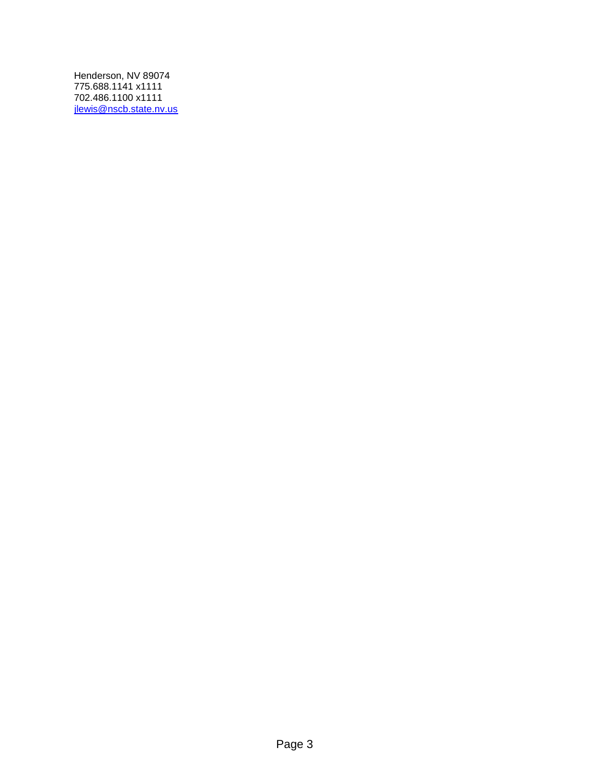Henderson, NV 89074
775.688.1141 x1111
702.486.1100 x1111
[jlewis@nscb.state.nv.us](mailto:jlewis@nscb.state.nv.us)